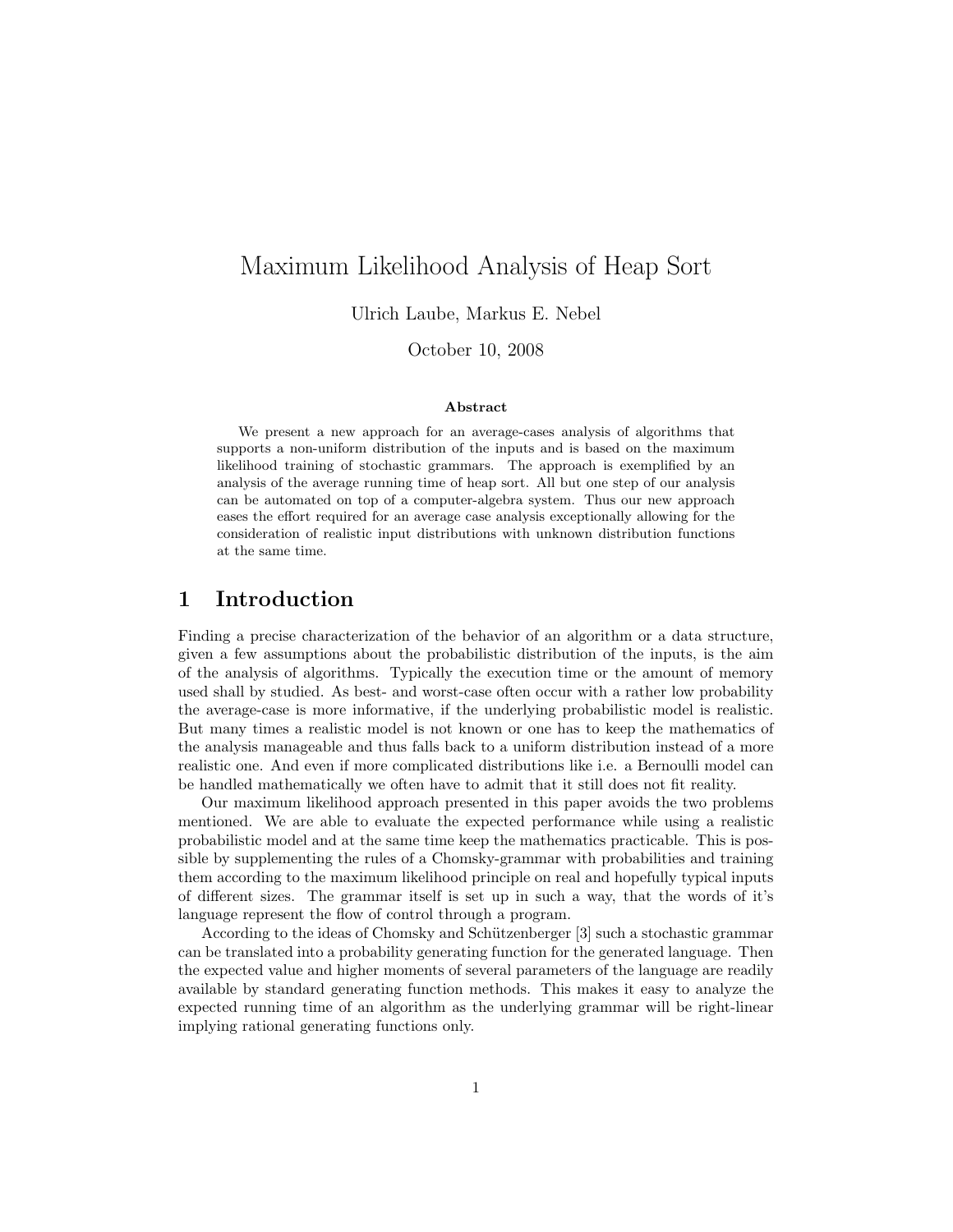# Maximum Likelihood Analysis of Heap Sort

Ulrich Laube, Markus E. Nebel

October 10, 2008

**Abstract**

We present a new approach for an average-cases analysis of algorithms that supports a non-uniform distribution of the inputs and is based on the maximum likelihood training of stochastic grammars. The approach is exemplified by an analysis of the average running time of heap sort. All but one step of our analysis can be automated on top of a computer-algebra system. Thus our new approach eases the effort required for an average case analysis exceptionally allowing for the consideration of realistic input distributions with unknown distribution functions at the same time.

## 1 Introduction

Finding a precise characterization of the behavior of an algorithm or a data structure, given a few assumptions about the probabilistic distribution of the inputs, is the aim of the analysis of algorithms. Typically the execution time or the amount of memory used shall by studied. As best- and worst-case often occur with a rather low probability the average-case is more informative, if the underlying probabilistic model is realistic. But many times a realistic model is not known or one has to keep the mathematics of the analysis manageable and thus falls back to a uniform distribution instead of a more realistic one. And even if more complicated distributions like i.e. a Bernoulli model can be handled mathematically we often have to admit that it still does not fit reality.

Our maximum likelihood approach presented in this paper avoids the two problems mentioned. We are able to evaluate the expected performance while using a realistic probabilistic model and at the same time keep the mathematics practicable. This is possible by supplementing the rules of a Chomsky-grammar with probabilities and training them according to the maximum likelihood principle on real and hopefully typical inputs of different sizes. The grammar itself is set up in such a way, that the words of it's language represent the flow of control through a program.

According to the ideas of Chomsky and Schützenberger [3] such a stochastic grammar can be translated into a probability generating function for the generated language. Then the expected value and higher moments of several parameters of the language are readily available by standard generating function methods. This makes it easy to analyze the expected running time of an algorithm as the underlying grammar will be right-linear implying rational generating functions only.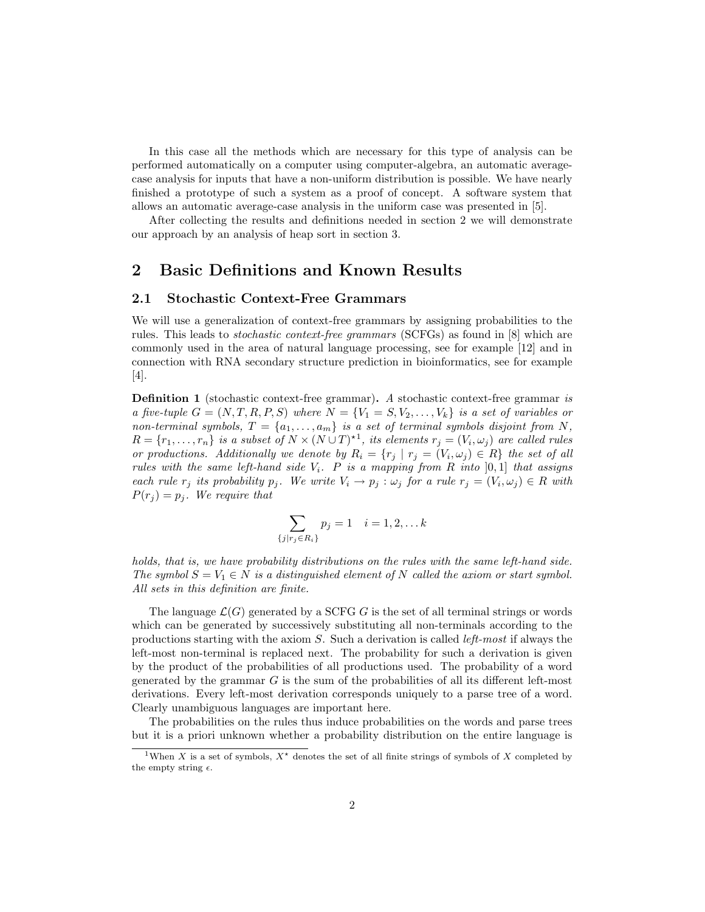In this case all the methods which are necessary for this type of analysis can be performed automatically on a computer using computer-algebra, an automatic average-case analysis for inputs that have a non-uniform distribution is possible. We have nearly finished a prototype of such a system as a proof of concept. A software system that allows an automatic average-case analysis in the uniform case was presented in [5].

After collecting the results and definitions needed in section 2 we will demonstrate our approach by an analysis of heap sort in section 3.

# 2 Basic Definitions and Known Results

## 2.1 Stochastic Context-Free Grammars

We will use a generalization of context-free grammars by assigning probabilities to the rules. This leads to *stochastic context-free grammars* (SCFGs) as found in [8] which are commonly used in the area of natural language processing, see for example [12] and in connection with RNA secondary structure prediction in bioinformatics, see for example [4].

**Definition 1** (stochastic context-free grammar)**.** *A* stochastic context-free grammar *is a five-tuple $G = (N, T, R, P, S)$ where $N = \{V_1 = S, V_2, \dots, V_k\}$ is a set of variables or non-terminal symbols, $T = \{a_1, \dots, a_m\}$ is a set of terminal symbols disjoint from $N$, $R = \{r_1, \dots, r_n\}$ is a subset of $N \times (N \cup T)^{\star}$[1], its elements $r_j = (V_i, \omega_j)$ are called rules or productions. Additionally we denote by $R_i = \{r_j \mid r_j = (V_i, \omega_j) \in R\}$ the set of all rules with the same left-hand side $V_i$. $P$ is a mapping from $R$ into $]0,1]$ that assigns each rule $r_j$ its probability $p_j$. We write $V_i \to p_j : \omega_j$ for a rule $r_j = (V_i, \omega_j) \in R$ with $P(r_j) = p_j$. We require that*

$$\sum_{\{j \mid r_j \in R_i\}} p_j = 1 \quad i = 1, 2, \dots k$$

*holds, that is, we have probability distributions on the rules with the same left-hand side. The symbol $S = V_1 \in N$ is a distinguished element of $N$ called the axiom or start symbol. All sets in this definition are finite.*

The language $\mathcal{L}(G)$ generated by a SCFG $G$ is the set of all terminal strings or words which can be generated by successively substituting all non-terminals according to the productions starting with the axiom $S$. Such a derivation is called *left-most* if always the left-most non-terminal is replaced next. The probability for such a derivation is given by the product of the probabilities of all productions used. The probability of a word generated by the grammar $G$ is the sum of the probabilities of all its different left-most derivations. Every left-most derivation corresponds uniquely to a parse tree of a word. Clearly unambiguous languages are important here.

The probabilities on the rules thus induce probabilities on the words and parse trees but it is a priori unknown whether a probability distribution on the entire language is

[1] When $X$ is a set of symbols, $X^{\star}$ denotes the set of all finite strings of symbols of $X$ completed by the empty string $\epsilon$.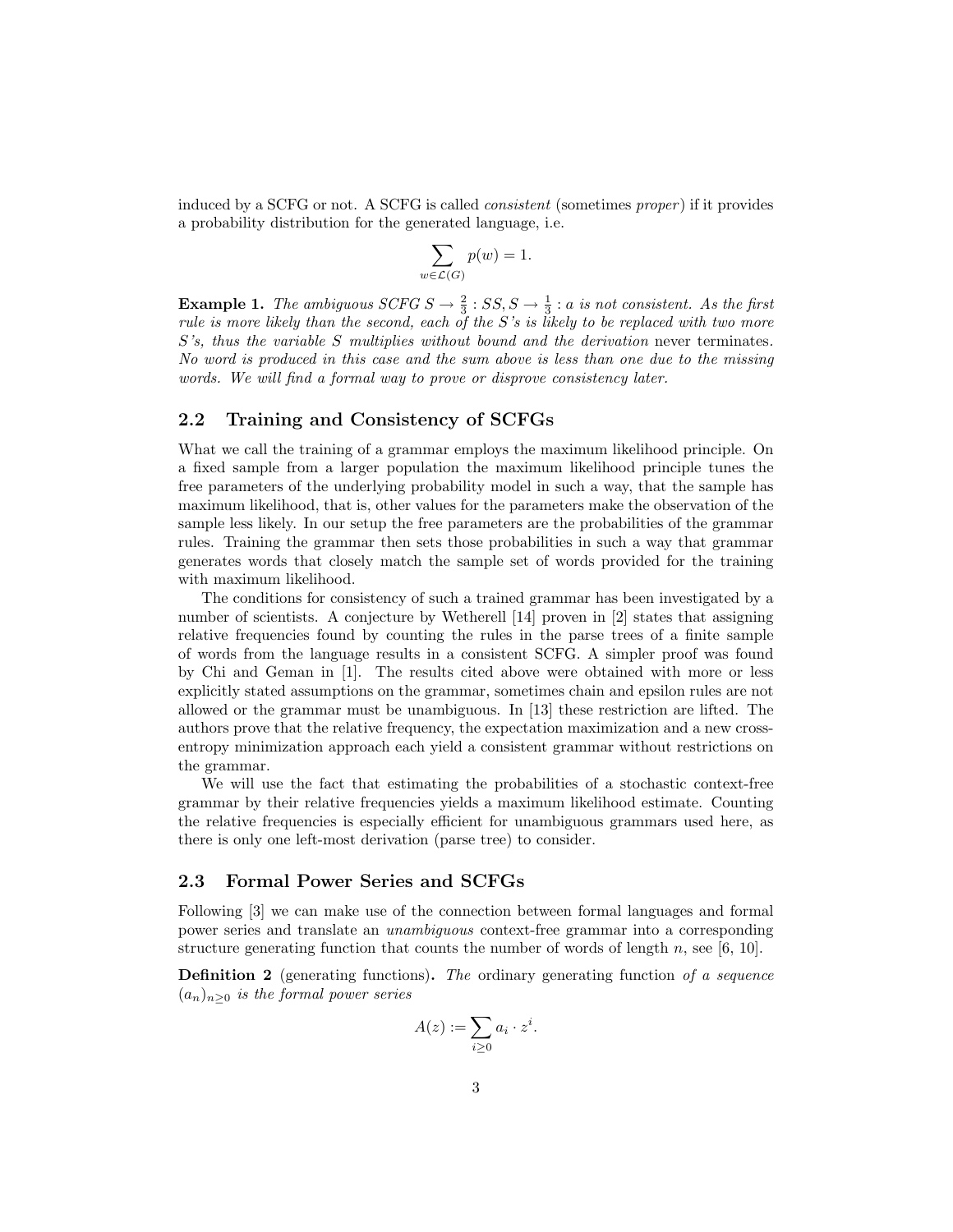induced by a SCFG or not. A SCFG is called *consistent* (sometimes *proper*) if it provides a probability distribution for the generated language, i.e.

$$\sum_{w \in \mathcal{L}(G)} p(w) = 1.$$

**Example 1.** *The ambiguous SCFG $S \to \frac{2}{3} : SS, S \to \frac{1}{3} : a$ is not consistent. As the first rule is more likely than the second, each of the S's is likely to be replaced with two more S's, thus the variable S multiplies without bound and the derivation* never terminates. *No word is produced in this case and the sum above is less than one due to the missing words. We will find a formal way to prove or disprove consistency later.*

## 2.2 Training and Consistency of SCFGs

What we call the training of a grammar employs the maximum likelihood principle. On a fixed sample from a larger population the maximum likelihood principle tunes the free parameters of the underlying probability model in such a way, that the sample has maximum likelihood, that is, other values for the parameters make the observation of the sample less likely. In our setup the free parameters are the probabilities of the grammar rules. Training the grammar then sets those probabilities in such a way that grammar generates words that closely match the sample set of words provided for the training with maximum likelihood.

The conditions for consistency of such a trained grammar has been investigated by a number of scientists. A conjecture by Wetherell [14] proven in [2] states that assigning relative frequencies found by counting the rules in the parse trees of a finite sample of words from the language results in a consistent SCFG. A simpler proof was found by Chi and Geman in [1]. The results cited above were obtained with more or less explicitly stated assumptions on the grammar, sometimes chain and epsilon rules are not allowed or the grammar must be unambiguous. In [13] these restriction are lifted. The authors prove that the relative frequency, the expectation maximization and a new cross-entropy minimization approach each yield a consistent grammar without restrictions on the grammar.

We will use the fact that estimating the probabilities of a stochastic context-free grammar by their relative frequencies yields a maximum likelihood estimate. Counting the relative frequencies is especially efficient for unambiguous grammars used here, as there is only one left-most derivation (parse tree) to consider.

## 2.3 Formal Power Series and SCFGs

Following [3] we can make use of the connection between formal languages and formal power series and translate an *unambiguous* context-free grammar into a corresponding structure generating function that counts the number of words of length $n$, see [6, 10].

**Definition 2** (generating functions)**.** *The* ordinary generating function *of a sequence $(a_n)_{n \geq 0}$ is the formal power series*

$$A(z) := \sum_{i \geq 0} a_i \cdot z^i.$$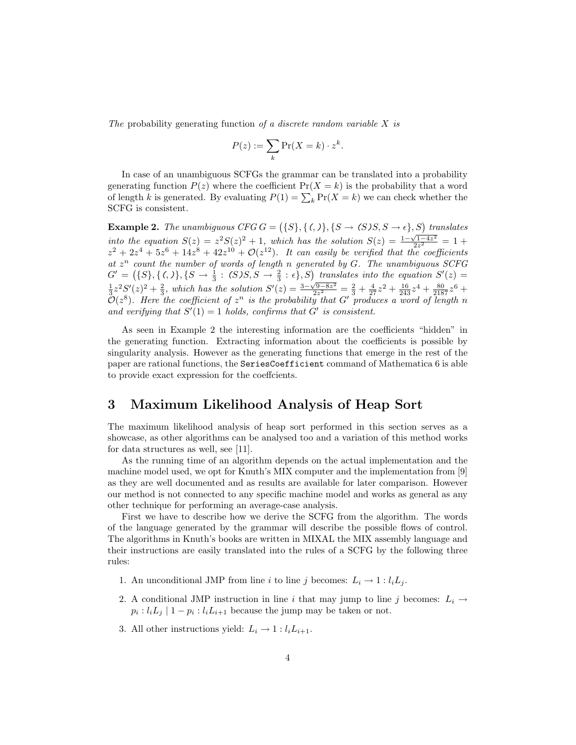*The* probability generating function *of a discrete random variable $X$ is*

$$P(z) := \sum_k \Pr(X = k) \cdot z^k.$$

In case of an unambiguous SCFGs the grammar can be translated into a probability generating function $P(z)$ where the coefficient $\Pr(X = k)$ is the probability that a word of length $k$ is generated. By evaluating $P(1) = \sum_k \Pr(X = k)$ we can check whether the SCFG is consistent.

**Example 2.** *The unambiguous CFG $G = \big(\{S\}, \{\texttt{(}, \texttt{)}\}, \{S \to \texttt{(}S\texttt{)}S, S \to \epsilon\}, S\big)$ translates into the equation $S(z) = z^2 S(z)^2 + 1$, which has the solution $S(z) = \frac{1-\sqrt{1-4z^2}}{2z^2} = 1 + z^2 + 2z^4 + 5z^6 + 14z^8 + 42z^{10} + \mathcal{O}(z^{12})$. It can easily be verified that the coefficients at $z^n$ count the number of words of length $n$ generated by $G$. The unambiguous SCFG $G' = \big(\{S\}, \{\texttt{(}, \texttt{)}\}, \{S \to \frac{1}{3} : \texttt{(}S\texttt{)}S, S \to \frac{2}{3} : \epsilon\}, S\big)$ translates into the equation $S'(z) = \frac{1}{3}z^2 S'(z)^2 + \frac{2}{3}$, which has the solution $S'(z) = \frac{3-\sqrt{9-8z^2}}{2z^2} = \frac{2}{3} + \frac{4}{27}z^2 + \frac{16}{243}z^4 + \frac{80}{2187}z^6 + \mathcal{O}(z^8)$. Here the coefficient of $z^n$ is the probability that $G'$ produces a word of length $n$ and verifying that $S'(1) = 1$ holds, confirms that $G'$ is consistent.*

As seen in Example 2 the interesting information are the coefficients "hidden" in the generating function. Extracting information about the coefficients is possible by singularity analysis. However as the generating functions that emerge in the rest of the paper are rational functions, the `SeriesCoefficient` command of Mathematica 6 is able to provide exact expression for the coeffcients.

## 3 Maximum Likelihood Analysis of Heap Sort

The maximum likelihood analysis of heap sort performed in this section serves as a showcase, as other algorithms can be analysed too and a variation of this method works for data structures as well, see [11].

As the running time of an algorithm depends on the actual implementation and the machine model used, we opt for Knuth's MIX computer and the implementation from [9] as they are well documented and as results are available for later comparison. However our method is not connected to any specific machine model and works as general as any other technique for performing an average-case analysis.

First we have to describe how we derive the SCFG from the algorithm. The words of the language generated by the grammar will describe the possible flows of control. The algorithms in Knuth's books are written in MIXAL the MIX assembly language and their instructions are easily translated into the rules of a SCFG by the following three rules:

1. An unconditional JMP from line $i$ to line $j$ becomes: $L_i \to 1 : l_i L_j$.
2. A conditional JMP instruction in line $i$ that may jump to line $j$ becomes: $L_i \to p_i : l_i L_j \mid 1 - p_i : l_i L_{i+1}$ because the jump may be taken or not.
3. All other instructions yield: $L_i \to 1 : l_i L_{i+1}$.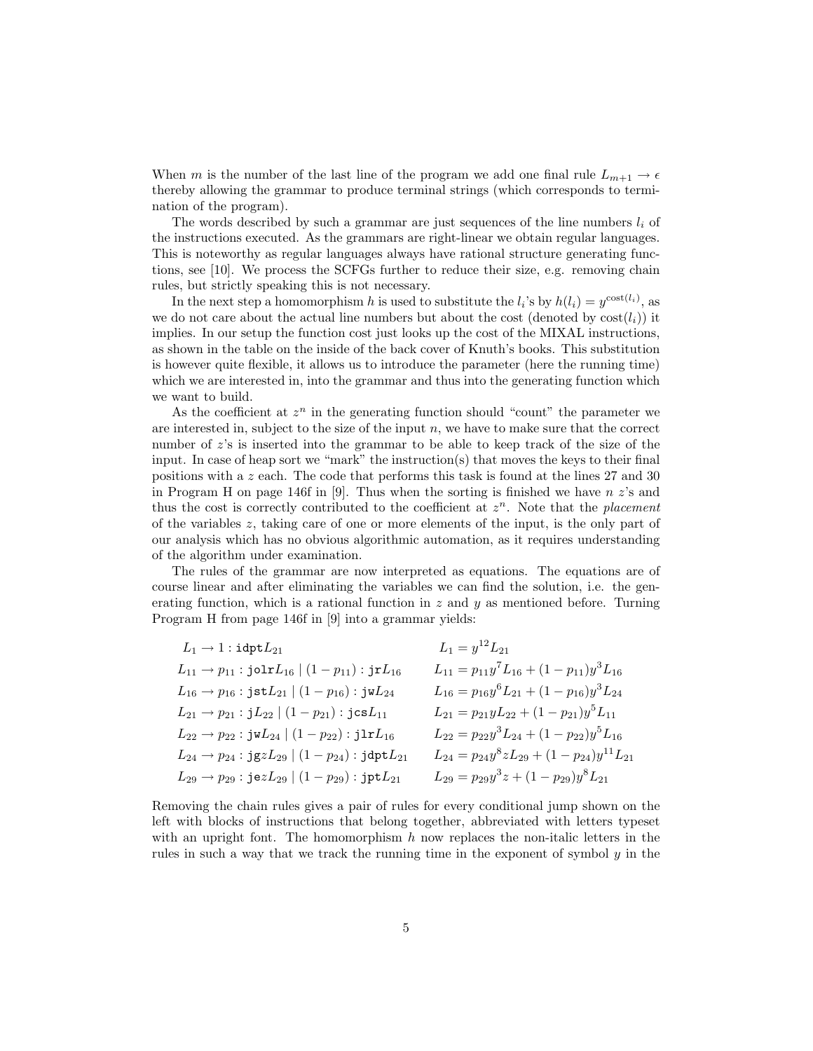When $m$ is the number of the last line of the program we add one final rule $L_{m+1} \to \epsilon$ thereby allowing the grammar to produce terminal strings (which corresponds to termination of the program).

The words described by such a grammar are just sequences of the line numbers $l_i$ of the instructions executed. As the grammars are right-linear we obtain regular languages. This is noteworthy as regular languages always have rational structure generating functions, see [10]. We process the SCFGs further to reduce their size, e.g. removing chain rules, but strictly speaking this is not necessary.

In the next step a homomorphism $h$ is used to substitute the $l_i$'s by $h(l_i) = y^{\mathrm{cost}(l_i)}$, as we do not care about the actual line numbers but about the cost (denoted by $\mathrm{cost}(l_i)$) it implies. In our setup the function cost just looks up the cost of the MIXAL instructions, as shown in the table on the inside of the back cover of Knuth's books. This substitution is however quite flexible, it allows us to introduce the parameter (here the running time) which we are interested in, into the grammar and thus into the generating function which we want to build.

As the coefficient at $z^n$ in the generating function should "count" the parameter we are interested in, subject to the size of the input $n$, we have to make sure that the correct number of $z$'s is inserted into the grammar to be able to keep track of the size of the input. In case of heap sort we "mark" the instruction(s) that moves the keys to their final positions with a $z$ each. The code that performs this task is found at the lines 27 and 30 in Program H on page 146f in [9]. Thus when the sorting is finished we have $n$ $z$'s and thus the cost is correctly contributed to the coefficient at $z^n$. Note that the *placement* of the variables $z$, taking care of one or more elements of the input, is the only part of our analysis which has no obvious algorithmic automation, as it requires understanding of the algorithm under examination.

The rules of the grammar are now interpreted as equations. The equations are of course linear and after eliminating the variables we can find the solution, i.e. the generating function, which is a rational function in $z$ and $y$ as mentioned before. Turning Program H from page 146f in [9] into a grammar yields:

$$
\begin{array}{ll}
L_1 \to 1 : \mathtt{idpt} L_{21} & L_1 = y^{12} L_{21} \\
L_{11} \to p_{11} : \mathtt{jolr} L_{16} \mid (1-p_{11}) : \mathtt{jr} L_{16} & L_{11} = p_{11} y^7 L_{16} + (1-p_{11}) y^3 L_{16} \\
L_{16} \to p_{16} : \mathtt{jst} L_{21} \mid (1-p_{16}) : \mathtt{jw} L_{24} & L_{16} = p_{16} y^6 L_{21} + (1-p_{16}) y^3 L_{24} \\
L_{21} \to p_{21} : \mathtt{j} L_{22} \mid (1-p_{21}) : \mathtt{jcs} L_{11} & L_{21} = p_{21} y L_{22} + (1-p_{21}) y^5 L_{11} \\
L_{22} \to p_{22} : \mathtt{jw} L_{24} \mid (1-p_{22}) : \mathtt{jlr} L_{16} & L_{22} = p_{22} y^3 L_{24} + (1-p_{22}) y^5 L_{16} \\
L_{24} \to p_{24} : \mathtt{jg} z L_{29} \mid (1-p_{24}) : \mathtt{jdpt} L_{21} & L_{24} = p_{24} y^8 z L_{29} + (1-p_{24}) y^{11} L_{21} \\
L_{29} \to p_{29} : \mathtt{je} z L_{29} \mid (1-p_{29}) : \mathtt{jpt} L_{21} & L_{29} = p_{29} y^3 z + (1-p_{29}) y^8 L_{21}
\end{array}
$$

Removing the chain rules gives a pair of rules for every conditional jump shown on the left with blocks of instructions that belong together, abbreviated with letters typeset with an upright font. The homomorphism $h$ now replaces the non-italic letters in the rules in such a way that we track the running time in the exponent of symbol $y$ in the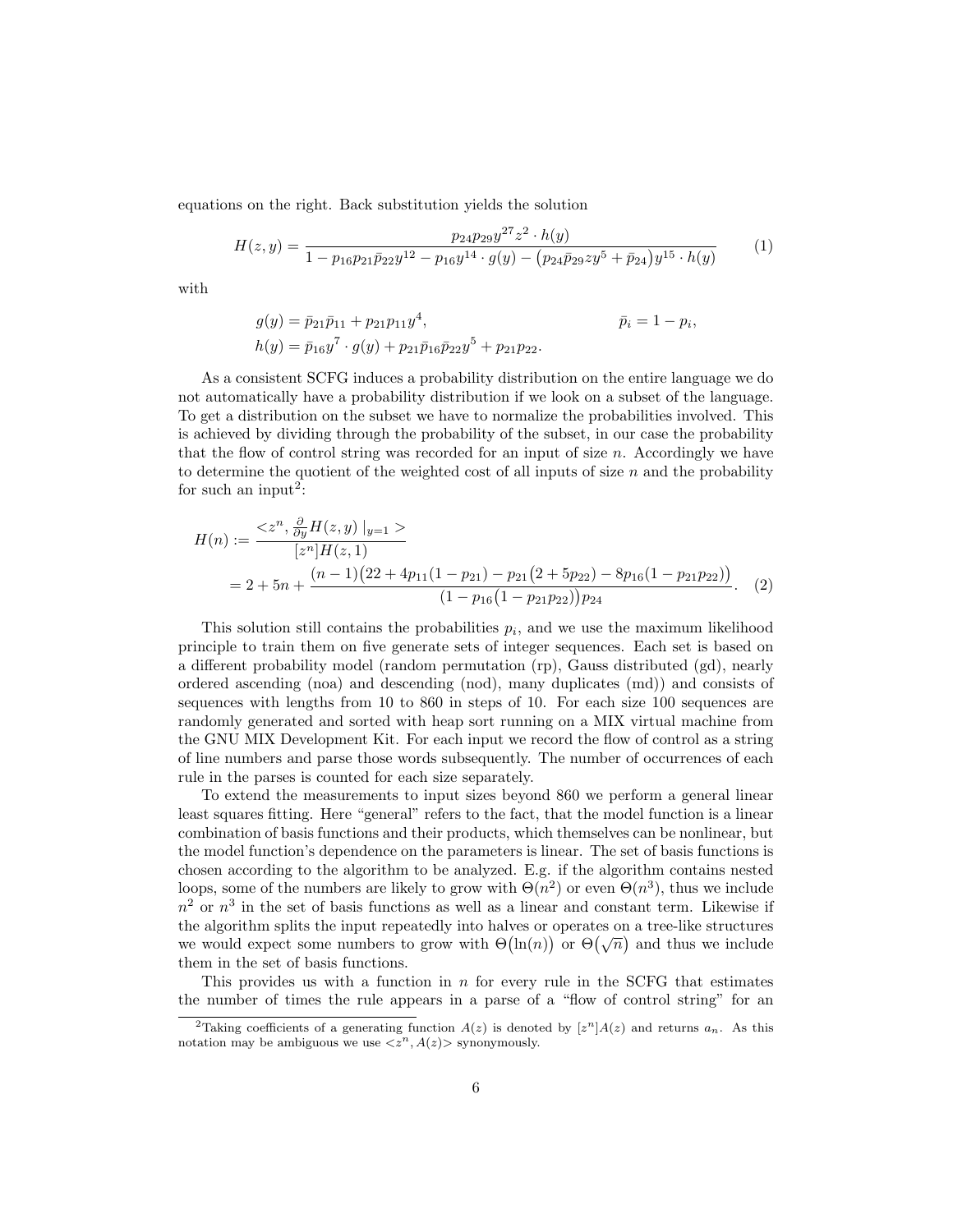equations on the right. Back substitution yields the solution

$$H(z,y) = \frac{p_{24}p_{29}y^{27}z^2 \cdot h(y)}{1 - p_{16}p_{21}\bar{p}_{22}y^{12} - p_{16}y^{14} \cdot g(y) - \big(p_{24}\bar{p}_{29}zy^5 + \bar{p}_{24}\big)y^{15} \cdot h(y)} \tag{1}$$

with

$$g(y) = \bar{p}_{21}\bar{p}_{11} + p_{21}p_{11}y^4, \qquad \bar{p}_i = 1 - p_i,$$
$$h(y) = \bar{p}_{16}y^7 \cdot g(y) + p_{21}\bar{p}_{16}\bar{p}_{22}y^5 + p_{21}p_{22}.$$

As a consistent SCFG induces a probability distribution on the entire language we do not automatically have a probability distribution if we look on a subset of the language. To get a distribution on the subset we have to normalize the probabilities involved. This is achieved by dividing through the probability of the subset, in our case the probability that the flow of control string was recorded for an input of size $n$. Accordingly we have to determine the quotient of the weighted cost of all inputs of size $n$ and the probability for such an input[2]:

$$\begin{aligned} H(n) &:= \frac{< z^n, \frac{\partial}{\partial y} H(z,y)\mid_{y=1} >}{[z^n]H(z,1)} \\ &= 2 + 5n + \frac{(n-1)\big(22 + 4p_{11}(1-p_{21}) - p_{21}\big(2+5p_{22}\big) - 8p_{16}(1-p_{21}p_{22})\big)}{\big(1 - p_{16}\big(1 - p_{21}p_{22}\big)\big)p_{24}}. \end{aligned} \tag{2}$$

This solution still contains the probabilities $p_i$, and we use the maximum likelihood principle to train them on five generate sets of integer sequences. Each set is based on a different probability model (random permutation (rp), Gauss distributed (gd), nearly ordered ascending (noa) and descending (nod), many duplicates (md)) and consists of sequences with lengths from 10 to 860 in steps of 10. For each size 100 sequences are randomly generated and sorted with heap sort running on a MIX virtual machine from the GNU MIX Development Kit. For each input we record the flow of control as a string of line numbers and parse those words subsequently. The number of occurrences of each rule in the parses is counted for each size separately.

To extend the measurements to input sizes beyond 860 we perform a general linear least squares fitting. Here "general" refers to the fact, that the model function is a linear combination of basis functions and their products, which themselves can be nonlinear, but the model function's dependence on the parameters is linear. The set of basis functions is chosen according to the algorithm to be analyzed. E.g. if the algorithm contains nested loops, some of the numbers are likely to grow with $\Theta(n^2)$ or even $\Theta(n^3)$, thus we include $n^2$ or $n^3$ in the set of basis functions as well as a linear and constant term. Likewise if the algorithm splits the input repeatedly into halves or operates on a tree-like structures we would expect some numbers to grow with $\Theta\big(\ln(n)\big)$ or $\Theta\big(\sqrt{n}\big)$ and thus we include them in the set of basis functions.

This provides us with a function in $n$ for every rule in the SCFG that estimates the number of times the rule appears in a parse of a "flow of control string" for an

[2] Taking coefficients of a generating function $A(z)$ is denoted by $[z^n]A(z)$ and returns $a_n$. As this notation may be ambiguous we use $<z^n, A(z)>$ synonymously.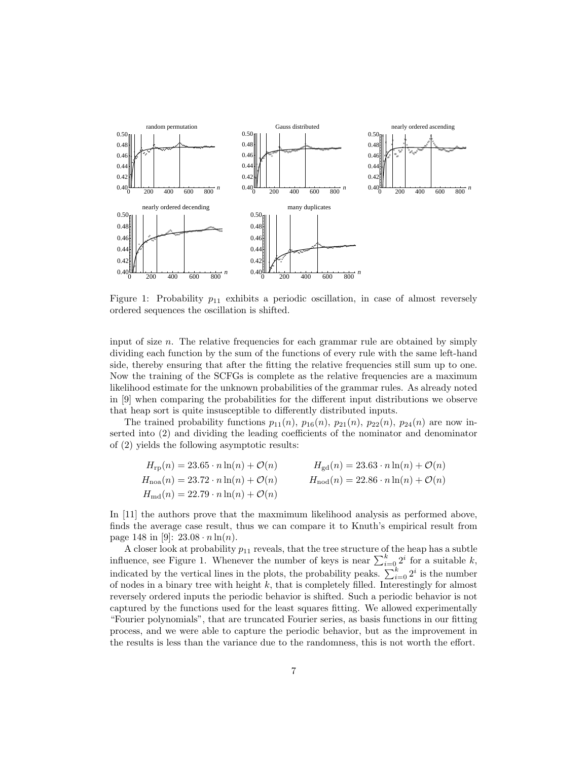Figure 1: Probability $p_{11}$ exhibits a periodic oscillation, in case of almost reversely ordered sequences the oscillation is shifted.

input of size $n$. The relative frequencies for each grammar rule are obtained by simply dividing each function by the sum of the functions of every rule with the same left-hand side, thereby ensuring that after the fitting the relative frequencies still sum up to one. Now the training of the SCFGs is complete as the relative frequencies are a maximum likelihood estimate for the unknown probabilities of the grammar rules. As already noted in [9] when comparing the probabilities for the different input distributions we observe that heap sort is quite insusceptible to differently distributed inputs.

The trained probability functions $p_{11}(n)$, $p_{16}(n)$, $p_{21}(n)$, $p_{22}(n)$, $p_{24}(n)$ are now inserted into (2) and dividing the leading coefficients of the nominator and denominator of (2) yields the following asymptotic results:

$$H_{\mathrm{rp}}(n) = 23.65 \cdot n \ln(n) + \mathcal{O}(n) \qquad H_{\mathrm{gd}}(n) = 23.63 \cdot n \ln(n) + \mathcal{O}(n)$$

$$H_{\mathrm{noa}}(n) = 23.72 \cdot n \ln(n) + \mathcal{O}(n) \qquad H_{\mathrm{nod}}(n) = 22.86 \cdot n \ln(n) + \mathcal{O}(n)$$

$$H_{\mathrm{md}}(n) = 22.79 \cdot n \ln(n) + \mathcal{O}(n)$$

In [11] the authors prove that the maxmimum likelihood analysis as performed above, finds the average case result, thus we can compare it to Knuth's empirical result from page 148 in [9]: $23.08 \cdot n \ln(n)$.

A closer look at probability $p_{11}$ reveals, that the tree structure of the heap has a subtle influence, see Figure 1. Whenever the number of keys is near $\sum_{i=0}^{k} 2^i$ for a suitable $k$, indicated by the vertical lines in the plots, the probability peaks. $\sum_{i=0}^{k} 2^i$ is the number of nodes in a binary tree with height $k$, that is completely filled. Interestingly for almost reversely ordered inputs the periodic behavior is shifted. Such a periodic behavior is not captured by the functions used for the least squares fitting. We allowed experimentally "Fourier polynomials", that are truncated Fourier series, as basis functions in our fitting process, and we were able to capture the periodic behavior, but as the improvement in the results is less than the variance due to the randomness, this is not worth the effort.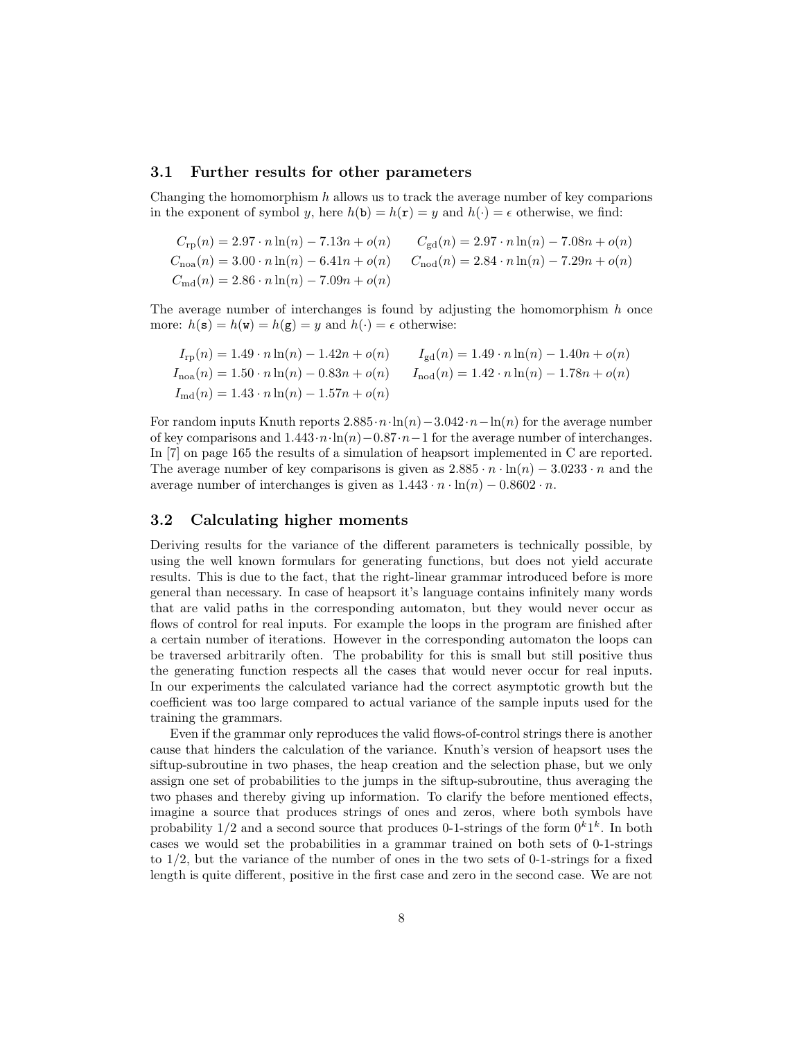### 3.1 Further results for other parameters

Changing the homomorphism $h$ allows us to track the average number of key comparions in the exponent of symbol $y$, here $h(\mathtt{b}) = h(\mathtt{r}) = y$ and $h(\cdot) = \epsilon$ otherwise, we find:

$$
\begin{aligned}
C_{\mathrm{rp}}(n) &= 2.97 \cdot n\ln(n) - 7.13n + o(n) \qquad & C_{\mathrm{gd}}(n) &= 2.97 \cdot n\ln(n) - 7.08n + o(n) \\
C_{\mathrm{noa}}(n) &= 3.00 \cdot n\ln(n) - 6.41n + o(n) \qquad & C_{\mathrm{nod}}(n) &= 2.84 \cdot n\ln(n) - 7.29n + o(n) \\
C_{\mathrm{md}}(n) &= 2.86 \cdot n\ln(n) - 7.09n + o(n)
\end{aligned}
$$

The average number of interchanges is found by adjusting the homomorphism $h$ once more: $h(\mathtt{s}) = h(\mathtt{w}) = h(\mathtt{g}) = y$ and $h(\cdot) = \epsilon$ otherwise:

$$
\begin{aligned}
I_{\mathrm{rp}}(n) &= 1.49 \cdot n\ln(n) - 1.42n + o(n) \qquad & I_{\mathrm{gd}}(n) &= 1.49 \cdot n\ln(n) - 1.40n + o(n) \\
I_{\mathrm{noa}}(n) &= 1.50 \cdot n\ln(n) - 0.83n + o(n) \qquad & I_{\mathrm{nod}}(n) &= 1.42 \cdot n\ln(n) - 1.78n + o(n) \\
I_{\mathrm{md}}(n) &= 1.43 \cdot n\ln(n) - 1.57n + o(n)
\end{aligned}
$$

For random inputs Knuth reports $2.885 \cdot n \cdot \ln(n) - 3.042 \cdot n - \ln(n)$ for the average number of key comparisons and $1.443 \cdot n \cdot \ln(n) - 0.87 \cdot n - 1$ for the average number of interchanges. In [7] on page 165 the results of a simulation of heapsort implemented in C are reported. The average number of key comparisons is given as $2.885 \cdot n \cdot \ln(n) - 3.0233 \cdot n$ and the average number of interchanges is given as $1.443 \cdot n \cdot \ln(n) - 0.8602 \cdot n$.

### 3.2 Calculating higher moments

Deriving results for the variance of the different parameters is technically possible, by using the well known formulars for generating functions, but does not yield accurate results. This is due to the fact, that the right-linear grammar introduced before is more general than necessary. In case of heapsort it's language contains infinitely many words that are valid paths in the corresponding automaton, but they would never occur as flows of control for real inputs. For example the loops in the program are finished after a certain number of iterations. However in the corresponding automaton the loops can be traversed arbitrarily often. The probability for this is small but still positive thus the generating function respects all the cases that would never occur for real inputs. In our experiments the calculated variance had the correct asymptotic growth but the coefficient was too large compared to actual variance of the sample inputs used for the training the grammars.

Even if the grammar only reproduces the valid flows-of-control strings there is another cause that hinders the calculation of the variance. Knuth's version of heapsort uses the siftup-subroutine in two phases, the heap creation and the selection phase, but we only assign one set of probabilities to the jumps in the siftup-subroutine, thus averaging the two phases and thereby giving up information. To clarify the before mentioned effects, imagine a source that produces strings of ones and zeros, where both symbols have probability $1/2$ and a second source that produces 0-1-strings of the form $0^k1^k$. In both cases we would set the probabilities in a grammar trained on both sets of 0-1-strings to $1/2$, but the variance of the number of ones in the two sets of 0-1-strings for a fixed length is quite different, positive in the first case and zero in the second case. We are not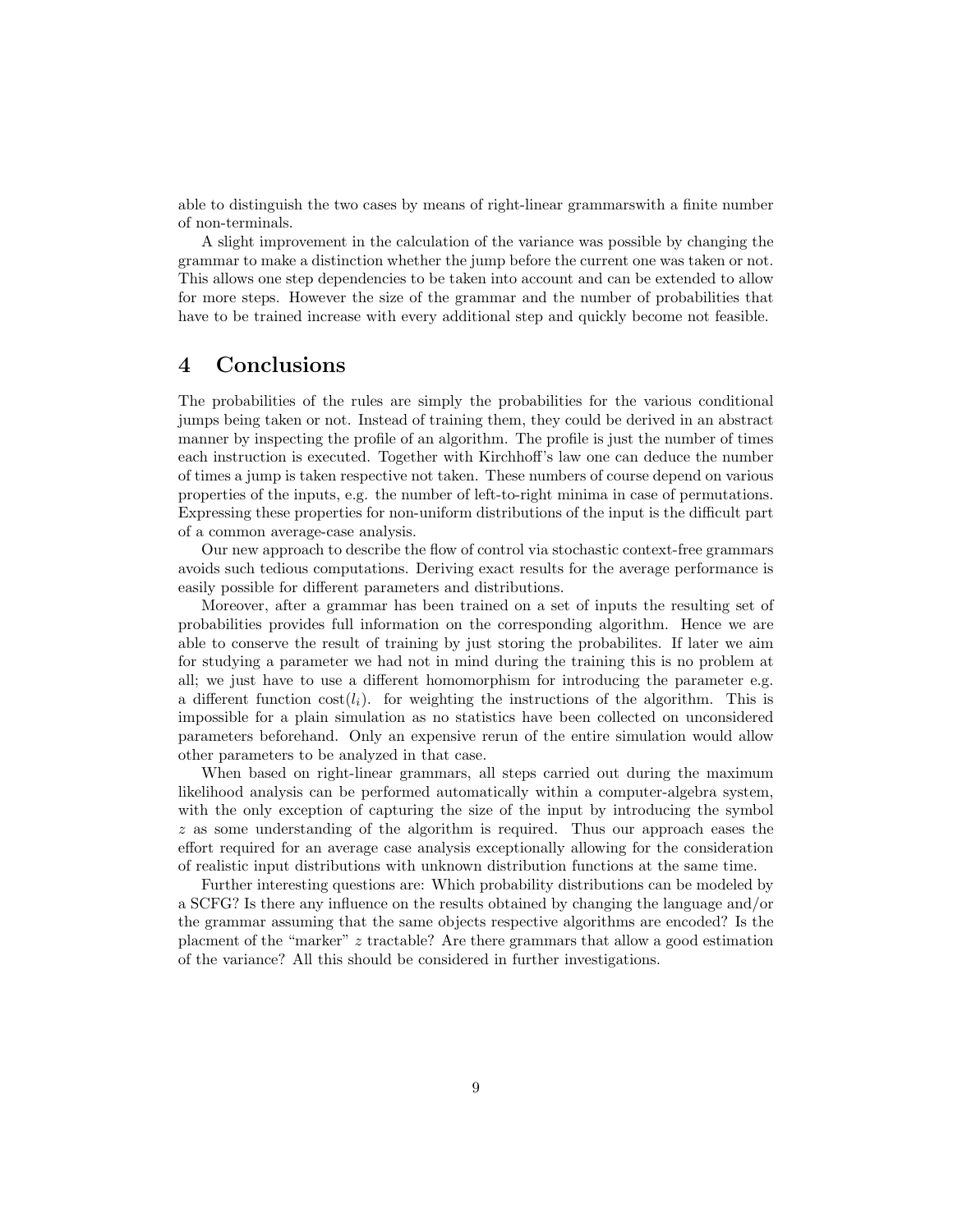able to distinguish the two cases by means of right-linear grammarswith a finite number of non-terminals.

A slight improvement in the calculation of the variance was possible by changing the grammar to make a distinction whether the jump before the current one was taken or not. This allows one step dependencies to be taken into account and can be extended to allow for more steps. However the size of the grammar and the number of probabilities that have to be trained increase with every additional step and quickly become not feasible.

# 4 Conclusions

The probabilities of the rules are simply the probabilities for the various conditional jumps being taken or not. Instead of training them, they could be derived in an abstract manner by inspecting the profile of an algorithm. The profile is just the number of times each instruction is executed. Together with Kirchhoff's law one can deduce the number of times a jump is taken respective not taken. These numbers of course depend on various properties of the inputs, e.g. the number of left-to-right minima in case of permutations. Expressing these properties for non-uniform distributions of the input is the difficult part of a common average-case analysis.

Our new approach to describe the flow of control via stochastic context-free grammars avoids such tedious computations. Deriving exact results for the average performance is easily possible for different parameters and distributions.

Moreover, after a grammar has been trained on a set of inputs the resulting set of probabilities provides full information on the corresponding algorithm. Hence we are able to conserve the result of training by just storing the probabilites. If later we aim for studying a parameter we had not in mind during the training this is no problem at all; we just have to use a different homomorphism for introducing the parameter e.g. a different function $\mathrm{cost}(l_i)$. for weighting the instructions of the algorithm. This is impossible for a plain simulation as no statistics have been collected on unconsidered parameters beforehand. Only an expensive rerun of the entire simulation would allow other parameters to be analyzed in that case.

When based on right-linear grammars, all steps carried out during the maximum likelihood analysis can be performed automatically within a computer-algebra system, with the only exception of capturing the size of the input by introducing the symbol $z$ as some understanding of the algorithm is required. Thus our approach eases the effort required for an average case analysis exceptionally allowing for the consideration of realistic input distributions with unknown distribution functions at the same time.

Further interesting questions are: Which probability distributions can be modeled by a SCFG? Is there any influence on the results obtained by changing the language and/or the grammar assuming that the same objects respective algorithms are encoded? Is the placment of the "marker" $z$ tractable? Are there grammars that allow a good estimation of the variance? All this should be considered in further investigations.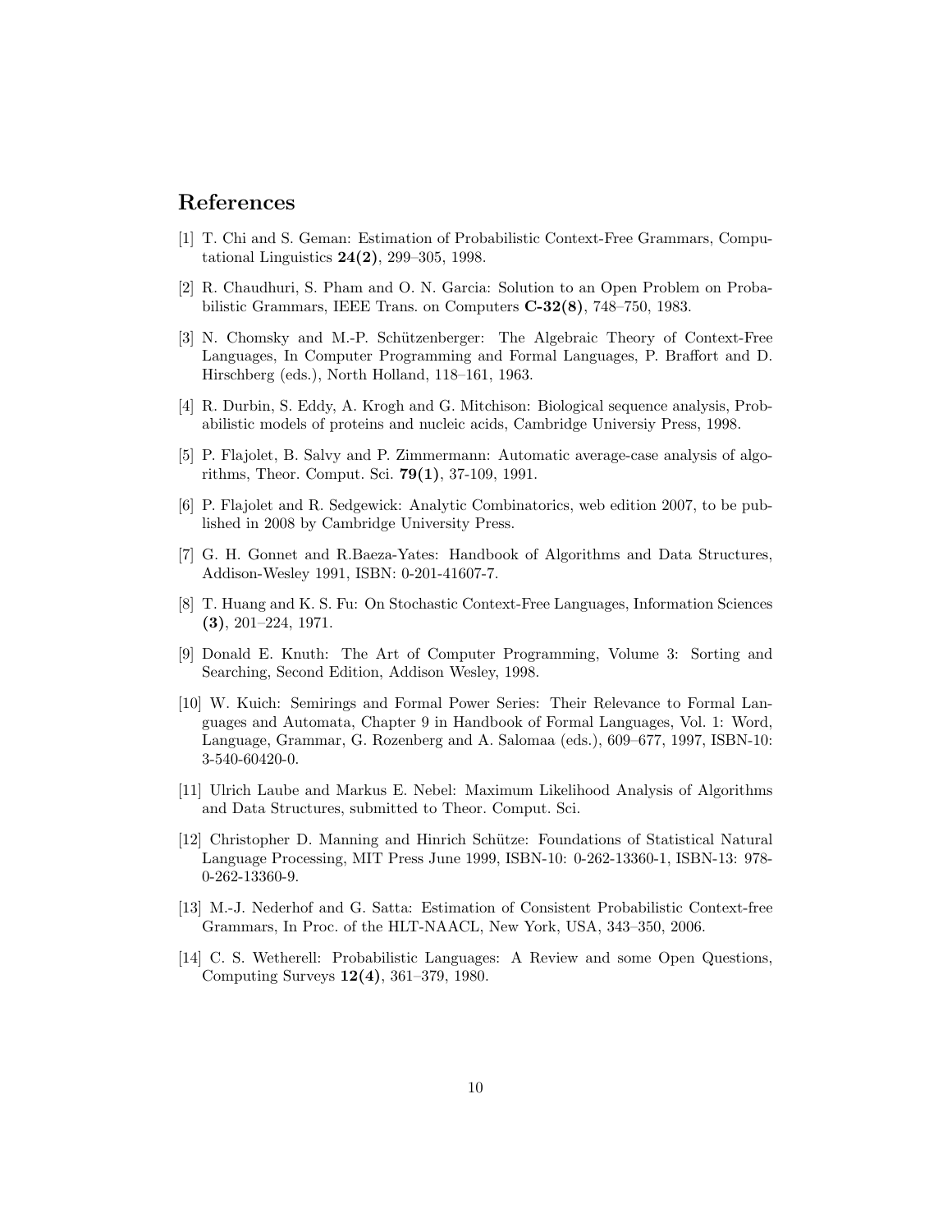## References

[1] T. Chi and S. Geman: Estimation of Probabilistic Context-Free Grammars, Computational Linguistics **24(2)**, 299–305, 1998.

[2] R. Chaudhuri, S. Pham and O. N. Garcia: Solution to an Open Problem on Probabilistic Grammars, IEEE Trans. on Computers **C-32(8)**, 748–750, 1983.

[3] N. Chomsky and M.-P. Schützenberger: The Algebraic Theory of Context-Free Languages, In Computer Programming and Formal Languages, P. Braffort and D. Hirschberg (eds.), North Holland, 118–161, 1963.

[4] R. Durbin, S. Eddy, A. Krogh and G. Mitchison: Biological sequence analysis, Probabilistic models of proteins and nucleic acids, Cambridge Universiy Press, 1998.

[5] P. Flajolet, B. Salvy and P. Zimmermann: Automatic average-case analysis of algorithms, Theor. Comput. Sci. **79(1)**, 37-109, 1991.

[6] P. Flajolet and R. Sedgewick: Analytic Combinatorics, web edition 2007, to be published in 2008 by Cambridge University Press.

[7] G. H. Gonnet and R.Baeza-Yates: Handbook of Algorithms and Data Structures, Addison-Wesley 1991, ISBN: 0-201-41607-7.

[8] T. Huang and K. S. Fu: On Stochastic Context-Free Languages, Information Sciences **(3)**, 201–224, 1971.

[9] Donald E. Knuth: The Art of Computer Programming, Volume 3: Sorting and Searching, Second Edition, Addison Wesley, 1998.

[10] W. Kuich: Semirings and Formal Power Series: Their Relevance to Formal Languages and Automata, Chapter 9 in Handbook of Formal Languages, Vol. 1: Word, Language, Grammar, G. Rozenberg and A. Salomaa (eds.), 609–677, 1997, ISBN-10: 3-540-60420-0.

[11] Ulrich Laube and Markus E. Nebel: Maximum Likelihood Analysis of Algorithms and Data Structures, submitted to Theor. Comput. Sci.

[12] Christopher D. Manning and Hinrich Schütze: Foundations of Statistical Natural Language Processing, MIT Press June 1999, ISBN-10: 0-262-13360-1, ISBN-13: 978-0-262-13360-9.

[13] M.-J. Nederhof and G. Satta: Estimation of Consistent Probabilistic Context-free Grammars, In Proc. of the HLT-NAACL, New York, USA, 343–350, 2006.

[14] C. S. Wetherell: Probabilistic Languages: A Review and some Open Questions, Computing Surveys **12(4)**, 361–379, 1980.